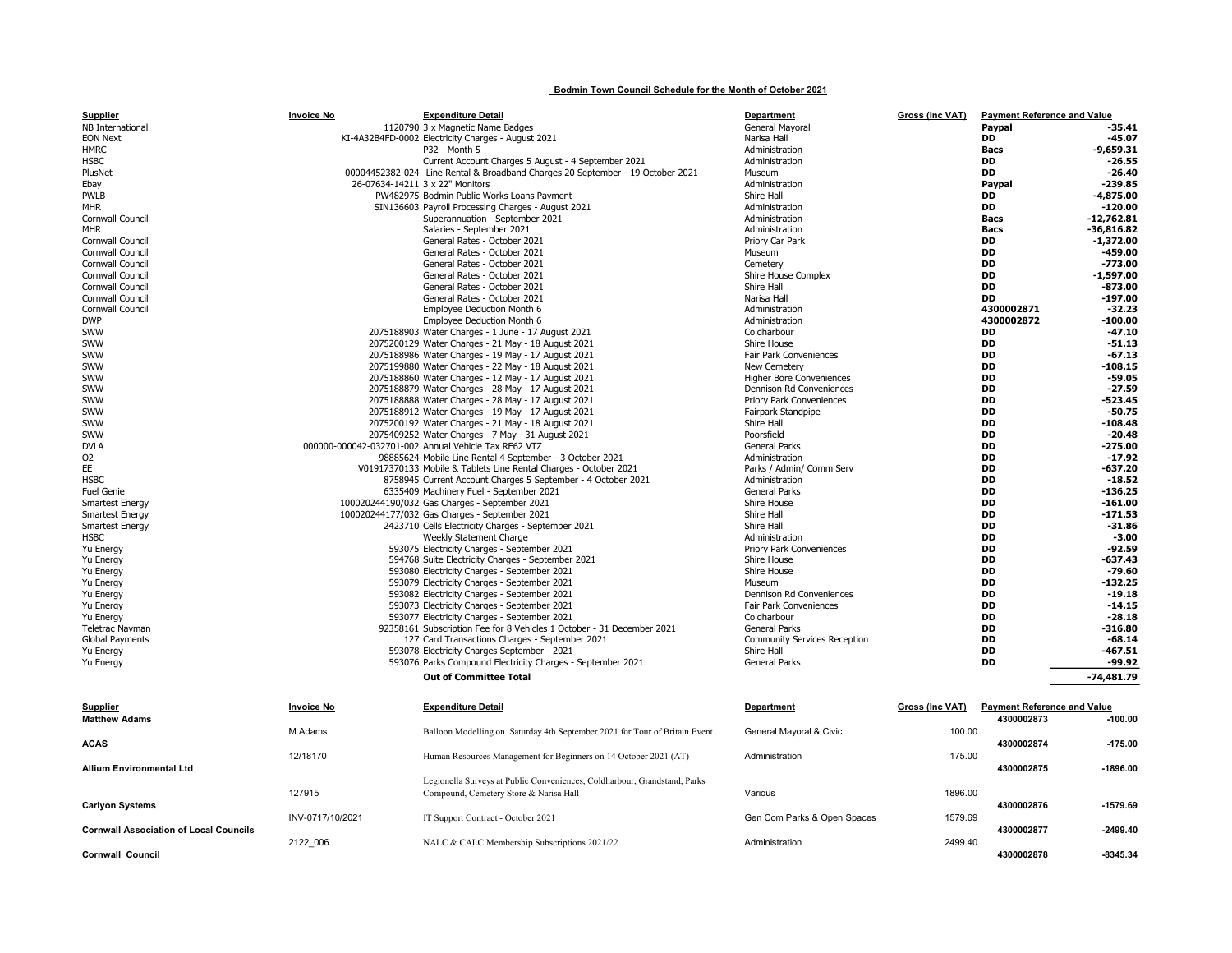## Bodmin Town Council Schedule for the Month of October 2021

| Supplier | Invoice No | Expenditure Detail | Department | Gross (Inc VAT) | Payment Reference and Value | |
|---|---|---|---|---|---|---|
| NB International | 1120790 | 3 x Magnetic Name Badges | General Mayoral | | **Paypal** | **-35.41** |
| EON Next | KI-4A32B4FD-0002 | Electricity Charges - August 2021 | Narisa Hall | | **DD** | **-45.07** |
| HMRC | | P32 - Month 5 | Administration | | **Bacs** | **-9,659.31** |
| HSBC | | Current Account Charges 5 August - 4 September 2021 | Administration | | **DD** | **-26.55** |
| PlusNet | 00004452382-024 | Line Rental & Broadband Charges 20 September - 19 October 2021 | Museum | | **DD** | **-26.40** |
| Ebay | 26-07634-14211 | 3 x 22" Monitors | Administration | | **Paypal** | **-239.85** |
| PWLB | PW482975 | Bodmin Public Works Loans Payment | Shire Hall | | **DD** | **-4,875.00** |
| MHR | SIN136603 | Payroll Processing Charges - August 2021 | Administration | | **DD** | **-120.00** |
| Cornwall Council | | Superannuation - September 2021 | Administration | | **Bacs** | **-12,762.81** |
| MHR | | Salaries - September 2021 | Administration | | **Bacs** | **-36,816.82** |
| Cornwall Council | | General Rates - October 2021 | Priory Car Park | | **DD** | **-1,372.00** |
| Cornwall Council | | General Rates - October 2021 | Museum | | **DD** | **-459.00** |
| Cornwall Council | | General Rates - October 2021 | Cemetery | | **DD** | **-773.00** |
| Cornwall Council | | General Rates - October 2021 | Shire House Complex | | **DD** | **-1,597.00** |
| Cornwall Council | | General Rates - October 2021 | Shire Hall | | **DD** | **-873.00** |
| Cornwall Council | | General Rates - October 2021 | Narisa Hall | | **DD** | **-197.00** |
| Cornwall Council | | Employee Deduction Month 6 | Administration | | **4300002871** | **-32.23** |
| DWP | | Employee Deduction Month 6 | Administration | | **4300002872** | **-100.00** |
| SWW | 2075188903 | Water Charges - 1 June - 17 August 2021 | Coldharbour | | **DD** | **-47.10** |
| SWW | 2075200129 | Water Charges - 21 May - 18 August 2021 | Shire House | | **DD** | **-51.13** |
| SWW | 2075188986 | Water Charges - 19 May - 17 August 2021 | Fair Park Conveniences | | **DD** | **-67.13** |
| SWW | 2075199880 | Water Charges - 22 May - 18 August 2021 | New Cemetery | | **DD** | **-108.15** |
| SWW | 2075188860 | Water Charges - 12 May - 17 August 2021 | Higher Bore Conveniences | | **DD** | **-59.05** |
| SWW | 2075188879 | Water Charges - 28 May - 17 August 2021 | Dennison Rd Conveniences | | **DD** | **-27.59** |
| SWW | 2075188888 | Water Charges - 28 May - 17 August 2021 | Priory Park Conveniences | | **DD** | **-523.45** |
| SWW | 2075188912 | Water Charges - 19 May - 17 August 2021 | Fairpark Standpipe | | **DD** | **-50.75** |
| SWW | 2075200192 | Water Charges - 21 May - 18 August 2021 | Shire Hall | | **DD** | **-108.48** |
| SWW | 2075409252 | Water Charges - 7 May - 31 August 2021 | Poorsfield | | **DD** | **-20.48** |
| DVLA | 000000-000042-032701-002 | Annual Vehicle Tax RE62 VTZ | General Parks | | **DD** | **-275.00** |
| O2 | 98885624 | Mobile Line Rental 4 September - 3 October 2021 | Administration | | **DD** | **-17.92** |
| EE | V01917370133 | Mobile & Tablets Line Rental Charges - October 2021 | Parks / Admin/ Comm Serv | | **DD** | **-637.20** |
| HSBC | 8758945 | Current Account Charges 5 September - 4 October 2021 | Administration | | **DD** | **-18.52** |
| Fuel Genie | 6335409 | Machinery Fuel - September 2021 | General Parks | | **DD** | **-136.25** |
| Smartest Energy | 100020244190/032 | Gas Charges - September 2021 | Shire House | | **DD** | **-161.00** |
| Smartest Energy | 100020244177/032 | Gas Charges - September 2021 | Shire Hall | | **DD** | **-171.53** |
| Smartest Energy | 2423710 | Cells Electricity Charges - September 2021 | Shire Hall | | **DD** | **-31.86** |
| HSBC | | Weekly Statement Charge | Administration | | **DD** | **-3.00** |
| Yu Energy | 593075 | Electricity Charges - September 2021 | Priory Park Conveniences | | **DD** | **-92.59** |
| Yu Energy | 594768 | Suite Electricity Charges - September 2021 | Shire House | | **DD** | **-637.43** |
| Yu Energy | 593080 | Electricity Charges - September 2021 | Shire House | | **DD** | **-79.60** |
| Yu Energy | 593079 | Electricity Charges - September 2021 | Museum | | **DD** | **-132.25** |
| Yu Energy | 593082 | Electricity Charges - September 2021 | Dennison Rd Conveniences | | **DD** | **-19.18** |
| Yu Energy | 593073 | Electricity Charges - September 2021 | Fair Park Conveniences | | **DD** | **-14.15** |
| Yu Energy | 593077 | Electricity Charges - September 2021 | Coldharbour | | **DD** | **-28.18** |
| Teletrac Navman | 92358161 | Subscription Fee for 8 Vehicles 1 October - 31 December 2021 | General Parks | | **DD** | **-316.80** |
| Global Payments | 127 | Card Transactions Charges - September 2021 | Community Services Reception | | **DD** | **-68.14** |
| Yu Energy | 593078 | Electricity Charges September - 2021 | Shire Hall | | **DD** | **-467.51** |
| Yu Energy | 593076 | Parks Compound Electricity Charges - September 2021 | General Parks | | **DD** | **-99.92** |
| | | **Out of Committee Total** | | | | **-74,481.79** |

| Supplier | Invoice No | Expenditure Detail | Department | Gross (Inc VAT) | Payment Reference and Value | |
|---|---|---|---|---|---|---|
| **Matthew Adams** | | | | | **4300002873** | **-100.00** |
| | M Adams | Balloon Modelling on Saturday 4th September 2021 for Tour of Britain Event | General Mayoral & Civic | 100.00 | | |
| **ACAS** | | | | | **4300002874** | **-175.00** |
| | 12/18170 | Human Resources Management for Beginners on 14 October 2021 (AT) | Administration | 175.00 | | |
| **Allium Environmental Ltd** | | | | | **4300002875** | **-1896.00** |
| | 127915 | Legionella Surveys at Public Conveniences, Coldharbour, Grandstand, Parks Compound, Cemetery Store & Narisa Hall | Various | 1896.00 | | |
| **Carlyon Systems** | | | | | **4300002876** | **-1579.69** |
| | INV-0717/10/2021 | IT Support Contract - October 2021 | Gen Com Parks & Open Spaces | 1579.69 | | |
| **Cornwall Association of Local Councils** | | | | | **4300002877** | **-2499.40** |
| | 2122_006 | NALC & CALC Membership Subscriptions 2021/22 | Administration | 2499.40 | | |
| **Cornwall Council** | | | | | **4300002878** | **-8345.34** |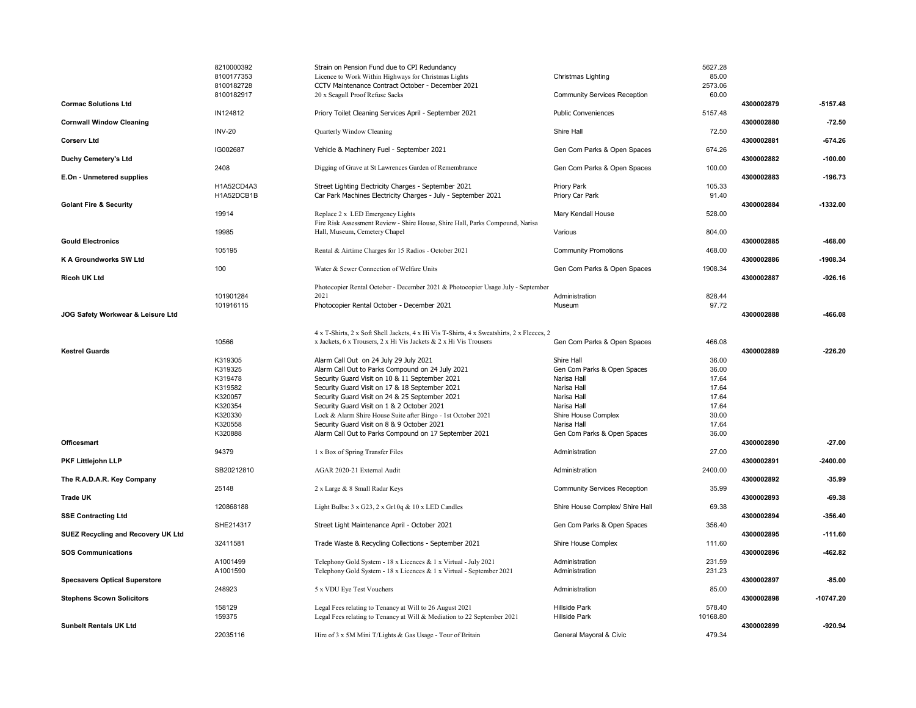| Supplier | Invoice No. | Description | Cost Centre | Amount | Payment Ref | Total |
|---|---|---|---|---|---|---|
| | 8210000392 | Strain on Pension Fund due to CPI Redundancy | | 5627.28 | | |
| | 8100177353 | Licence to Work Within Highways for Christmas Lights | Christmas Lighting | 85.00 | | |
| | 8100182728 | CCTV Maintenance Contract October - December 2021 | | 2573.06 | | |
| | 8100182917 | 20 x Seagull Proof Refuse Sacks | Community Services Reception | 60.00 | | |
| **Cormac Solutions Ltd** | | | | | **4300002879** | **-5157.48** |
| | IN124812 | Priory Toilet Cleaning Services April - September 2021 | Public Conveniences | 5157.48 | | |
| **Cornwall Window Cleaning** | | | | | **4300002880** | **-72.50** |
| | INV-20 | Quarterly Window Cleaning | Shire Hall | 72.50 | | |
| **Corserv Ltd** | | | | | **4300002881** | **-674.26** |
| | IG002687 | Vehicle & Machinery Fuel - September 2021 | Gen Com Parks & Open Spaces | 674.26 | | |
| **Duchy Cemetery's Ltd** | | | | | **4300002882** | **-100.00** |
| | 2408 | Digging of Grave at St Lawrences Garden of Remembrance | Gen Com Parks & Open Spaces | 100.00 | | |
| **E.On - Unmetered supplies** | | | | | **4300002883** | **-196.73** |
| | H1A52CD4A3 | Street Lighting Electricity Charges - September 2021 | Priory Park | 105.33 | | |
| | H1A52DCB1B | Car Park Machines Electricity Charges - July - September 2021 | Priory Car Park | 91.40 | | |
| **Golant Fire & Security** | | | | | **4300002884** | **-1332.00** |
| | 19914 | Replace 2 x LED Emergency Lights | Mary Kendall House | 528.00 | | |
| | 19985 | Fire Risk Assessment Review - Shire House, Shire Hall, Parks Compound, Narisa Hall, Museum, Cemetery Chapel | Various | 804.00 | | |
| **Gould Electronics** | | | | | **4300002885** | **-468.00** |
| | 105195 | Rental & Airtime Charges for 15 Radios - October 2021 | Community Promotions | 468.00 | | |
| **K A Groundworks SW Ltd** | | | | | **4300002886** | **-1908.34** |
| | 100 | Water & Sewer Connection of Welfare Units | Gen Com Parks & Open Spaces | 1908.34 | | |
| **Ricoh UK Ltd** | | | | | **4300002887** | **-926.16** |
| | 101901284 | Photocopier Rental October - December 2021 & Photocopier Usage July - September 2021 | Administration | 828.44 | | |
| | 101916115 | Photocopier Rental October - December 2021 | Museum | 97.72 | | |
| **JOG Safety Workwear & Leisure Ltd** | | | | | **4300002888** | **-466.08** |
| | 10566 | 4 x T-Shirts, 2 x Soft Shell Jackets, 4 x Hi Vis T-Shirts, 4 x Sweatshirts, 2 x Fleeces, 2 x Jackets, 6 x Trousers, 2 x Hi Vis Jackets & 2 x Hi Vis Trousers | Gen Com Parks & Open Spaces | 466.08 | | |
| **Kestrel Guards** | | | | | **4300002889** | **-226.20** |
| | K319305 | Alarm Call Out on 24 July 29 July 2021 | Shire Hall | 36.00 | | |
| | K319325 | Alarm Call Out to Parks Compound on 24 July 2021 | Gen Com Parks & Open Spaces | 36.00 | | |
| | K319478 | Security Guard Visit on 10 & 11 September 2021 | Narisa Hall | 17.64 | | |
| | K319582 | Security Guard Visit on 17 & 18 September 2021 | Narisa Hall | 17.64 | | |
| | K320057 | Security Guard Visit on 24 & 25 September 2021 | Narisa Hall | 17.64 | | |
| | K320354 | Security Guard Visit on 1 & 2 October 2021 | Narisa Hall | 17.64 | | |
| | K320330 | Lock & Alarm Shire House Suite after Bingo - 1st October 2021 | Shire House Complex | 30.00 | | |
| | K320558 | Security Guard Visit on 8 & 9 October 2021 | Narisa Hall | 17.64 | | |
| | K320888 | Alarm Call Out to Parks Compound on 17 September 2021 | Gen Com Parks & Open Spaces | 36.00 | | |
| **Officesmart** | | | | | **4300002890** | **-27.00** |
| | 94379 | 1 x Box of Spring Transfer Files | Administration | 27.00 | | |
| **PKF Littlejohn LLP** | | | | | **4300002891** | **-2400.00** |
| | SB20212810 | AGAR 2020-21 External Audit | Administration | 2400.00 | | |
| **The R.A.D.A.R. Key Company** | | | | | **4300002892** | **-35.99** |
| | 25148 | 2 x Large & 8 Small Radar Keys | Community Services Reception | 35.99 | | |
| **Trade UK** | | | | | **4300002893** | **-69.38** |
| | 120868188 | Light Bulbs: 3 x G23, 2 x Gr10q & 10 x LED Candles | Shire House Complex/ Shire Hall | 69.38 | | |
| **SSE Contracting Ltd** | | | | | **4300002894** | **-356.40** |
| | SHE214317 | Street Light Maintenance April - October 2021 | Gen Com Parks & Open Spaces | 356.40 | | |
| **SUEZ Recycling and Recovery UK Ltd** | | | | | **4300002895** | **-111.60** |
| | 32411581 | Trade Waste & Recycling Collections - September 2021 | Shire House Complex | 111.60 | | |
| **SOS Communications** | | | | | **4300002896** | **-462.82** |
| | A1001499 | Telephony Gold System - 18 x Licences & 1 x Virtual - July 2021 | Administration | 231.59 | | |
| | A1001590 | Telephony Gold System - 18 x Licences & 1 x Virtual - September 2021 | Administration | 231.23 | | |
| **Specsavers Optical Superstore** | | | | | **4300002897** | **-85.00** |
| | 248923 | 5 x VDU Eye Test Vouchers | Administration | 85.00 | | |
| **Stephens Scown Solicitors** | | | | | **4300002898** | **-10747.20** |
| | 158129 | Legal Fees relating to Tenancy at Will to 26 August 2021 | Hillside Park | 578.40 | | |
| | 159375 | Legal Fees relating to Tenancy at Will & Mediation to 22 September 2021 | Hillside Park | 10168.80 | | |
| **Sunbelt Rentals UK Ltd** | | | | | **4300002899** | **-920.94** |
| | 22035116 | Hire of 3 x 5M Mini T/Lights & Gas Usage - Tour of Britain | General Mayoral & Civic | 479.34 | | |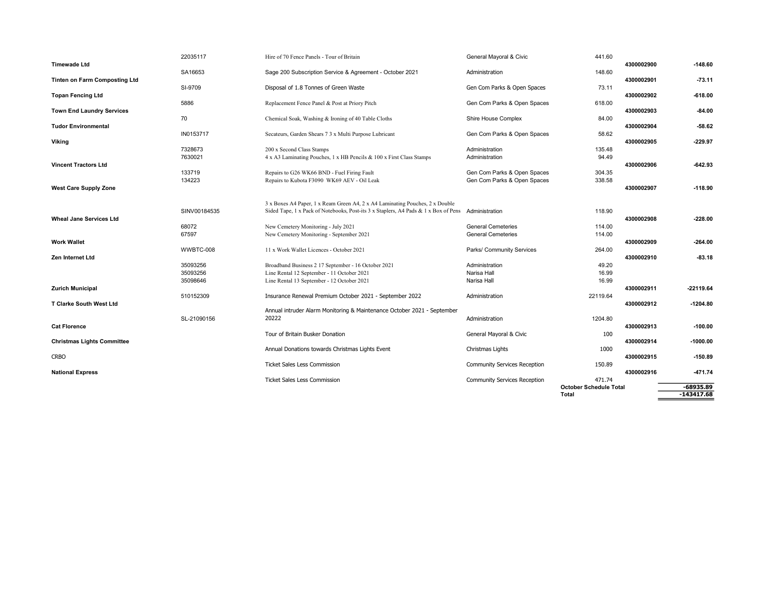| | | | | | | |
|---|---|---|---|---|---|---|
| | 22035117 | Hire of 70 Fence Panels - Tour of Britain | General Mayoral & Civic | 441.60 | | |
| **Timewade Ltd** | | | | | **4300002900** | **-148.60** |
| | SA16653 | Sage 200 Subscription Service & Agreement - October 2021 | Administration | 148.60 | | |
| **Tinten on Farm Composting Ltd** | | | | | **4300002901** | **-73.11** |
| | SI-9709 | Disposal of 1.8 Tonnes of Green Waste | Gen Com Parks & Open Spaces | 73.11 | | |
| **Topan Fencing Ltd** | | | | | **4300002902** | **-618.00** |
| | 5886 | Replacement Fence Panel & Post at Priory Pitch | Gen Com Parks & Open Spaces | 618.00 | | |
| **Town End Laundry Services** | | | | | **4300002903** | **-84.00** |
| | 70 | Chemical Soak, Washing & Ironing of 40 Table Cloths | Shire House Complex | 84.00 | | |
| **Tudor Environmental** | | | | | **4300002904** | **-58.62** |
| | IN0153717 | Secateurs, Garden Shears 7 3 x Multi Purpose Lubricant | Gen Com Parks & Open Spaces | 58.62 | | |
| **Viking** | | | | | **4300002905** | **-229.97** |
| | 7328673 | 200 x Second Class Stamps | Administration | 135.48 | | |
| | 7630021 | 4 x A3 Laminating Pouches, 1 x HB Pencils & 100 x First Class Stamps | Administration | 94.49 | | |
| **Vincent Tractors Ltd** | | | | | **4300002906** | **-642.93** |
| | 133719 | Repairs to G26 WK66 BND - Fuel Firing Fault | Gen Com Parks & Open Spaces | 304.35 | | |
| | 134223 | Repairs to Kubota F3090 WK69 AEV - Oil Leak | Gen Com Parks & Open Spaces | 338.58 | | |
| **West Care Supply Zone** | | | | | **4300002907** | **-118.90** |
| | SINV00184535 | 3 x Boxes A4 Paper, 1 x Ream Green A4, 2 x A4 Laminating Pouches, 2 x Double Sided Tape, 1 x Pack of Notebooks, Post-its 3 x Staplers, A4 Pads & 1 x Box of Pens | Administration | 118.90 | | |
| **Wheal Jane Services Ltd** | | | | | **4300002908** | **-228.00** |
| | 68072 | New Cemetery Monitoring - July 2021 | General Cemeteries | 114.00 | | |
| | 67597 | New Cemetery Monitoring - September 2021 | General Cemeteries | 114.00 | | |
| **Work Wallet** | | | | | **4300002909** | **-264.00** |
| | WWBTC-008 | 11 x Work Wallet Licences - October 2021 | Parks/ Community Services | 264.00 | | |
| **Zen Internet Ltd** | | | | | **4300002910** | **-83.18** |
| | 35093256 | Broadband Business 2 17 September - 16 October 2021 | Administration | 49.20 | | |
| | 35093256 | Line Rental 12 September - 11 October 2021 | Narisa Hall | 16.99 | | |
| | 35098646 | Line Rental 13 September - 12 October 2021 | Narisa Hall | 16.99 | | |
| **Zurich Municipal** | | | | | **4300002911** | **-22119.64** |
| | 510152309 | Insurance Renewal Premium October 2021 - September 2022 | Administration | 22119.64 | | |
| **T Clarke South West Ltd** | | | | | **4300002912** | **-1204.80** |
| | SL-21090156 | Annual intruder Alarm Monitoring & Maintenance October 2021 - September 20222 | Administration | 1204.80 | | |
| **Cat Florence** | | | | | **4300002913** | **-100.00** |
| | | Tour of Britain Busker Donation | General Mayoral & Civic | 100 | | |
| **Christmas Lights Committee** | | | | | **4300002914** | **-1000.00** |
| | | Annual Donations towards Christmas Lights Event | Christmas Lights | 1000 | | |
| CRBO | | | | | **4300002915** | **-150.89** |
| | | Ticket Sales Less Commission | Community Services Reception | 150.89 | | |
| **National Express** | | | | | **4300002916** | **-471.74** |
| | | Ticket Sales Less Commission | Community Services Reception | 471.74 | | |
| | | | | **October Schedule Total** | | **-68935.89** |
| | | | | **Total** | | **-143417.68** |